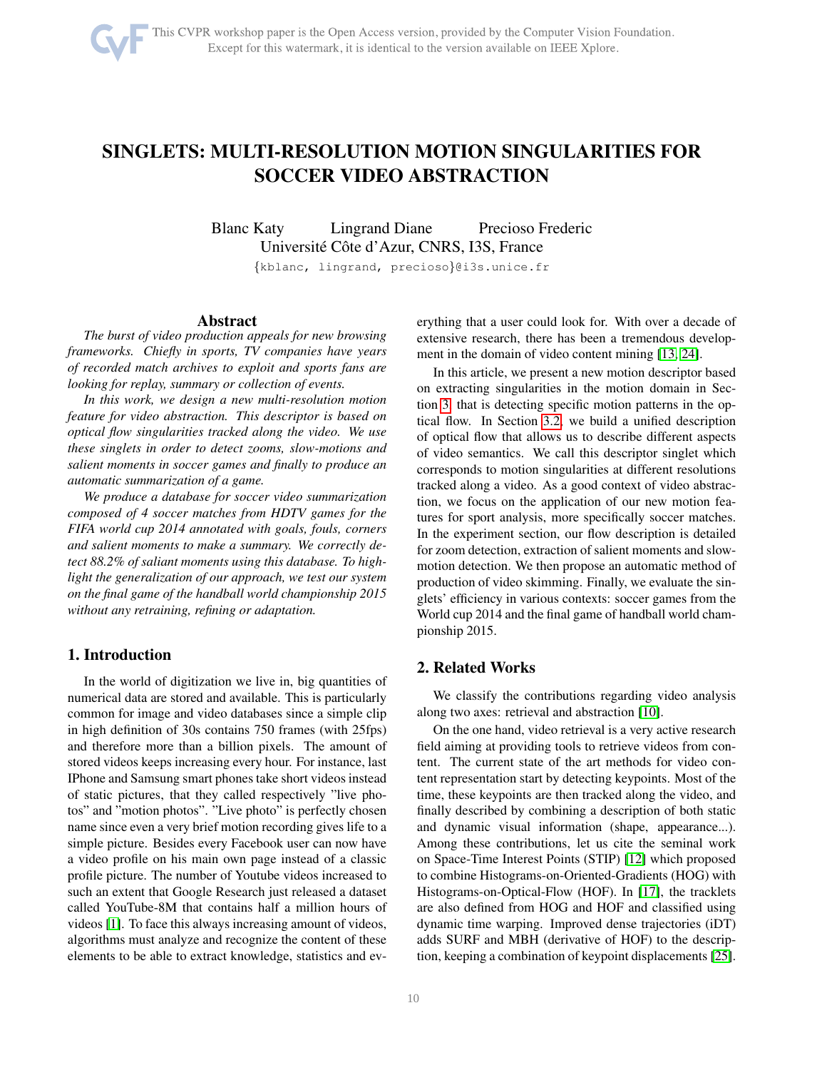# SINGLETS: MULTI-RESOLUTION MOTION SINGULARITIES FOR SOCCER VIDEO ABSTRACTION

Blanc Katy    Lingrand Diane    Precioso Frederic
Université Côte d'Azur, CNRS, I3S, France
{kblanc, lingrand, precioso}@i3s.unice.fr

## Abstract

*The burst of video production appeals for new browsing frameworks. Chiefly in sports, TV companies have years of recorded match archives to exploit and sports fans are looking for replay, summary or collection of events.*

*In this work, we design a new multi-resolution motion feature for video abstraction. This descriptor is based on optical flow singularities tracked along the video. We use these singlets in order to detect zooms, slow-motions and salient moments in soccer games and finally to produce an automatic summarization of a game.*

*We produce a database for soccer video summarization composed of 4 soccer matches from HDTV games for the FIFA world cup 2014 annotated with goals, fouls, corners and salient moments to make a summary. We correctly detect 88.2% of saliant moments using this database. To highlight the generalization of our approach, we test our system on the final game of the handball world championship 2015 without any retraining, refining or adaptation.*

## 1. Introduction

In the world of digitization we live in, big quantities of numerical data are stored and available. This is particularly common for image and video databases since a simple clip in high definition of 30s contains 750 frames (with 25fps) and therefore more than a billion pixels. The amount of stored videos keeps increasing every hour. For instance, last IPhone and Samsung smart phones take short videos instead of static pictures, that they called respectively "live photos" and "motion photos". "Live photo" is perfectly chosen name since even a very brief motion recording gives life to a simple picture. Besides every Facebook user can now have a video profile on his main own page instead of a classic profile picture. The number of Youtube videos increased to such an extent that Google Research just released a dataset called YouTube-8M that contains half a million hours of videos [1]. To face this always increasing amount of videos, algorithms must analyze and recognize the content of these elements to be able to extract knowledge, statistics and everything that a user could look for. With over a decade of extensive research, there has been a tremendous development in the domain of video content mining [13, 24].

In this article, we present a new motion descriptor based on extracting singularities in the motion domain in Section 3 that is detecting specific motion patterns in the optical flow. In Section 3.2, we build a unified description of optical flow that allows us to describe different aspects of video semantics. We call this descriptor singlet which corresponds to motion singularities at different resolutions tracked along a video. As a good context of video abstraction, we focus on the application of our new motion features for sport analysis, more specifically soccer matches. In the experiment section, our flow description is detailed for zoom detection, extraction of salient moments and slow-motion detection. We then propose an automatic method of production of video skimming. Finally, we evaluate the singlets' efficiency in various contexts: soccer games from the World cup 2014 and the final game of handball world championship 2015.

## 2. Related Works

We classify the contributions regarding video analysis along two axes: retrieval and abstraction [10].

On the one hand, video retrieval is a very active research field aiming at providing tools to retrieve videos from content. The current state of the art methods for video content representation start by detecting keypoints. Most of the time, these keypoints are then tracked along the video, and finally described by combining a description of both static and dynamic visual information (shape, appearance...). Among these contributions, let us cite the seminal work on Space-Time Interest Points (STIP) [12] which proposed to combine Histograms-on-Oriented-Gradients (HOG) with Histograms-on-Optical-Flow (HOF). In [17], the tracklets are also defined from HOG and HOF and classified using dynamic time warping. Improved dense trajectories (iDT) adds SURF and MBH (derivative of HOF) to the description, keeping a combination of keypoint displacements [25].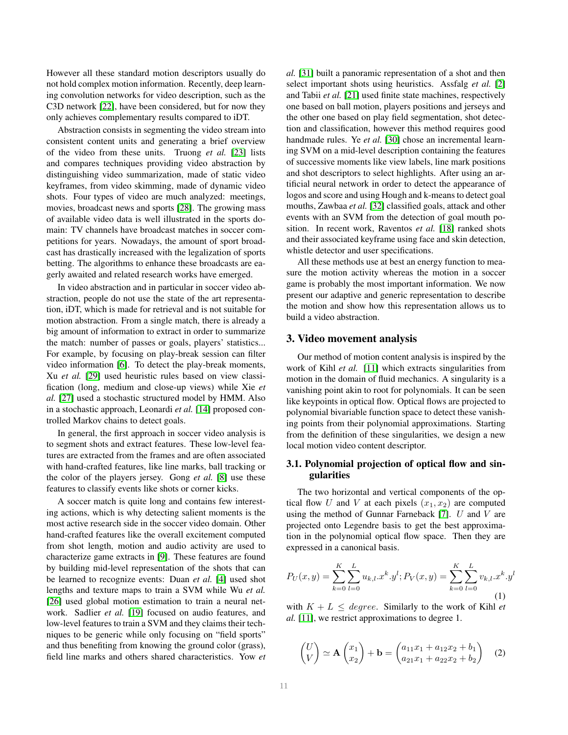However all these standard motion descriptors usually do not hold complex motion information. Recently, deep learning convolution networks for video description, such as the C3D network [22], have been considered, but for now they only achieves complementary results compared to iDT.

Abstraction consists in segmenting the video stream into consistent content units and generating a brief overview of the video from these units. Truong *et al.* [23] lists and compares techniques providing video abstraction by distinguishing video summarization, made of static video keyframes, from video skimming, made of dynamic video shots. Four types of video are much analyzed: meetings, movies, broadcast news and sports [28]. The growing mass of available video data is well illustrated in the sports domain: TV channels have broadcast matches in soccer competitions for years. Nowadays, the amount of sport broadcast has drastically increased with the legalization of sports betting. The algorithms to enhance these broadcasts are eagerly awaited and related research works have emerged.

In video abstraction and in particular in soccer video abstraction, people do not use the state of the art representation, iDT, which is made for retrieval and is not suitable for motion abstraction. From a single match, there is already a big amount of information to extract in order to summarize the match: number of passes or goals, players' statistics... For example, by focusing on play-break session can filter video information [6]. To detect the play-break moments, Xu *et al.* [29] used heuristic rules based on view classification (long, medium and close-up views) while Xie *et al.* [27] used a stochastic structured model by HMM. Also in a stochastic approach, Leonardi *et al.* [14] proposed controlled Markov chains to detect goals.

In general, the first approach in soccer video analysis is to segment shots and extract features. These low-level features are extracted from the frames and are often associated with hand-crafted features, like line marks, ball tracking or the color of the players jersey. Gong *et al.* [8] use these features to classify events like shots or corner kicks.

A soccer match is quite long and contains few interesting actions, which is why detecting salient moments is the most active research side in the soccer video domain. Other hand-crafted features like the overall excitement computed from shot length, motion and audio activity are used to characterize game extracts in [9]. These features are found by building mid-level representation of the shots that can be learned to recognize events: Duan *et al.* [4] used shot lengths and texture maps to train a SVM while Wu *et al.* [26] used global motion estimation to train a neural network. Sadlier *et al.* [19] focused on audio features, and low-level features to train a SVM and they claims their techniques to be generic while only focusing on "field sports" and thus benefiting from knowing the ground color (grass), field line marks and others shared characteristics. Yow *et al.* [31] built a panoramic representation of a shot and then select important shots using heuristics. Assfalg *et al.* [2] and Tabii *et al.* [21] used finite state machines, respectively one based on ball motion, players positions and jerseys and the other one based on play field segmentation, shot detection and classification, however this method requires good handmade rules. Ye *et al.* [30] chose an incremental learning SVM on a mid-level description containing the features of successive moments like view labels, line mark positions and shot descriptors to select highlights. After using an artificial neural network in order to detect the appearance of logos and score and using Hough and k-means to detect goal mouths, Zawbaa *et al.* [32] classified goals, attack and other events with an SVM from the detection of goal mouth position. In recent work, Raventos *et al.* [18] ranked shots and their associated keyframe using face and skin detection, whistle detector and user specifications.

All these methods use at best an energy function to measure the motion activity whereas the motion in a soccer game is probably the most important information. We now present our adaptive and generic representation to describe the motion and show how this representation allows us to build a video abstraction.

## 3. Video movement analysis

Our method of motion content analysis is inspired by the work of Kihl *et al.* [11] which extracts singularities from motion in the domain of fluid mechanics. A singularity is a vanishing point akin to root for polynomials. It can be seen like keypoints in optical flow. Optical flows are projected to polynomial bivariable function space to detect these vanishing points from their polynomial approximations. Starting from the definition of these singularities, we design a new local motion video content descriptor.

### 3.1. Polynomial projection of optical flow and singularities

The two horizontal and vertical components of the optical flow $U$ and $V$ at each pixels $(x_1, x_2)$ are computed using the method of Gunnar Farneback [7]. $U$ and $V$ are projected onto Legendre basis to get the best approximation in the polynomial optical flow space. Then they are expressed in a canonical basis.

$$P_U(x,y) = \sum_{k=0}^{K}\sum_{l=0}^{L} u_{k,l}.x^k.y^l; P_V(x,y) = \sum_{k=0}^{K}\sum_{l=0}^{L} v_{k,l}.x^k.y^l \quad (1)$$

with $K + L \leq degree$. Similarly to the work of Kihl *et al.* [11], we restrict approximations to degree 1.

$$\begin{pmatrix} U \\ V \end{pmatrix} \simeq \mathbf{A}\begin{pmatrix} x_1 \\ x_2 \end{pmatrix} + \mathbf{b} = \begin{pmatrix} a_{11}x_1 + a_{12}x_2 + b_1 \\ a_{21}x_1 + a_{22}x_2 + b_2 \end{pmatrix} \quad (2)$$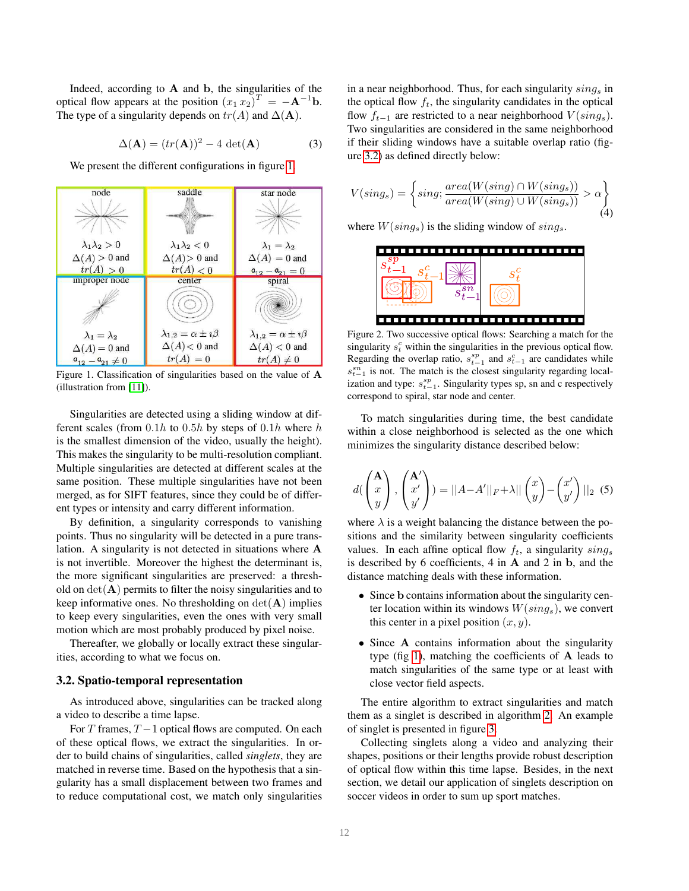Indeed, according to $\mathbf{A}$ and $\mathbf{b}$, the singularities of the optical flow appears at the position $(x_1\, x_2)^T = -\mathbf{A}^{-1}\mathbf{b}$. The type of a singularity depends on $tr(A)$ and $\Delta(\mathbf{A})$.

$$\Delta(\mathbf{A}) = (tr(\mathbf{A}))^2 - 4\det(\mathbf{A}) \tag{3}$$

We present the different configurations in figure 1.

| node | saddle | star node |
|---|---|---|
| $\lambda_1\lambda_2 > 0$ | $\lambda_1\lambda_2 < 0$ | $\lambda_1 = \lambda_2$ |
| $\Delta(A) > 0$ and $tr(A) > 0$ | $\Delta(A) > 0$ and $tr(A) < 0$ | $\Delta(A) = 0$ and $a_{12} - a_{21} = 0$ |
| **improper node** | **center** | **spiral** |
| $\lambda_1 = \lambda_2$ | $\lambda_{1,2} = \alpha \pm \imath\beta$ | $\lambda_{1,2} = \alpha \pm \imath\beta$ |
| $\Delta(A) = 0$ and $a_{12} - a_{21} \neq 0$ | $\Delta(A) < 0$ and $tr(A) = 0$ | $\Delta(A) < 0$ and $tr(A) \neq 0$ |

Figure 1. Classification of singularities based on the value of $\mathbf{A}$ (illustration from [11]).

Singularities are detected using a sliding window at different scales (from $0.1h$ to $0.5h$ by steps of $0.1h$ where $h$ is the smallest dimension of the video, usually the height). This makes the singularity to be multi-resolution compliant. Multiple singularities are detected at different scales at the same position. These multiple singularities have not been merged, as for SIFT features, since they could be of different types or intensity and carry different information.

By definition, a singularity corresponds to vanishing points. Thus no singularity will be detected in a pure translation. A singularity is not detected in situations where $\mathbf{A}$ is not invertible. Moreover the highest the determinant is, the more significant singularities are preserved: a threshold on $\det(\mathbf{A})$ permits to filter the noisy singularities and to keep informative ones. No thresholding on $\det(\mathbf{A})$ implies to keep every singularities, even the ones with very small motion which are most probably produced by pixel noise.

Thereafter, we globally or locally extract these singularities, according to what we focus on.

### 3.2. Spatio-temporal representation

As introduced above, singularities can be tracked along a video to describe a time lapse.

For $T$ frames, $T-1$ optical flows are computed. On each of these optical flows, we extract the singularities. In order to build chains of singularities, called *singlets*, they are matched in reverse time. Based on the hypothesis that a singularity has a small displacement between two frames and to reduce computational cost, we match only singularities in a near neighborhood. Thus, for each singularity $sing_s$ in the optical flow $f_t$, the singularity candidates in the optical flow $f_{t-1}$ are restricted to a near neighborhood $V(sing_s)$. Two singularities are considered in the same neighborhood if their sliding windows have a suitable overlap ratio (figure 3.2) as defined directly below:

$$V(sing_s) = \left\{ sing; \frac{area(W(sing) \cap W(sing_s))}{area(W(sing) \cup W(sing_s))} > \alpha \right\} \tag{4}$$

where $W(sing_s)$ is the sliding window of $sing_s$.

Figure 2. Two successive optical flows: Searching a match for the singularity $s_t^c$ within the singularities in the previous optical flow. Regarding the overlap ratio, $s_{t-1}^{sp}$ and $s_{t-1}^c$ are candidates while $s_{t-1}^{sn}$ is not. The match is the closest singularity regarding localization and type: $s_{t-1}^{sp}$. Singularity types sp, sn and c respectively correspond to spiral, star node and center.

To match singularities during time, the best candidate within a close neighborhood is selected as the one which minimizes the singularity distance described below:

$$d\left( \begin{pmatrix} \mathbf{A} \\ x \\ y \end{pmatrix}, \begin{pmatrix} \mathbf{A}' \\ x' \\ y' \end{pmatrix} \right) = ||A - A'||_F + \lambda || \begin{pmatrix} x \\ y \end{pmatrix} - \begin{pmatrix} x' \\ y' \end{pmatrix} ||_2 \tag{5}$$

where $\lambda$ is a weight balancing the distance between the positions and the similarity between singularity coefficients values. In each affine optical flow $f_t$, a singularity $sing_s$ is described by 6 coefficients, 4 in $\mathbf{A}$ and 2 in $\mathbf{b}$, and the distance matching deals with these information.

- Since $\mathbf{b}$ contains information about the singularity center location within its windows $W(sing_s)$, we convert this center in a pixel position $(x, y)$.
- Since $\mathbf{A}$ contains information about the singularity type (fig 1), matching the coefficients of $\mathbf{A}$ leads to match singularities of the same type or at least with close vector field aspects.

The entire algorithm to extract singularities and match them as a singlet is described in algorithm 2. An example of singlet is presented in figure 3.

Collecting singlets along a video and analyzing their shapes, positions or their lengths provide robust description of optical flow within this time lapse. Besides, in the next section, we detail our application of singlets description on soccer videos in order to sum up sport matches.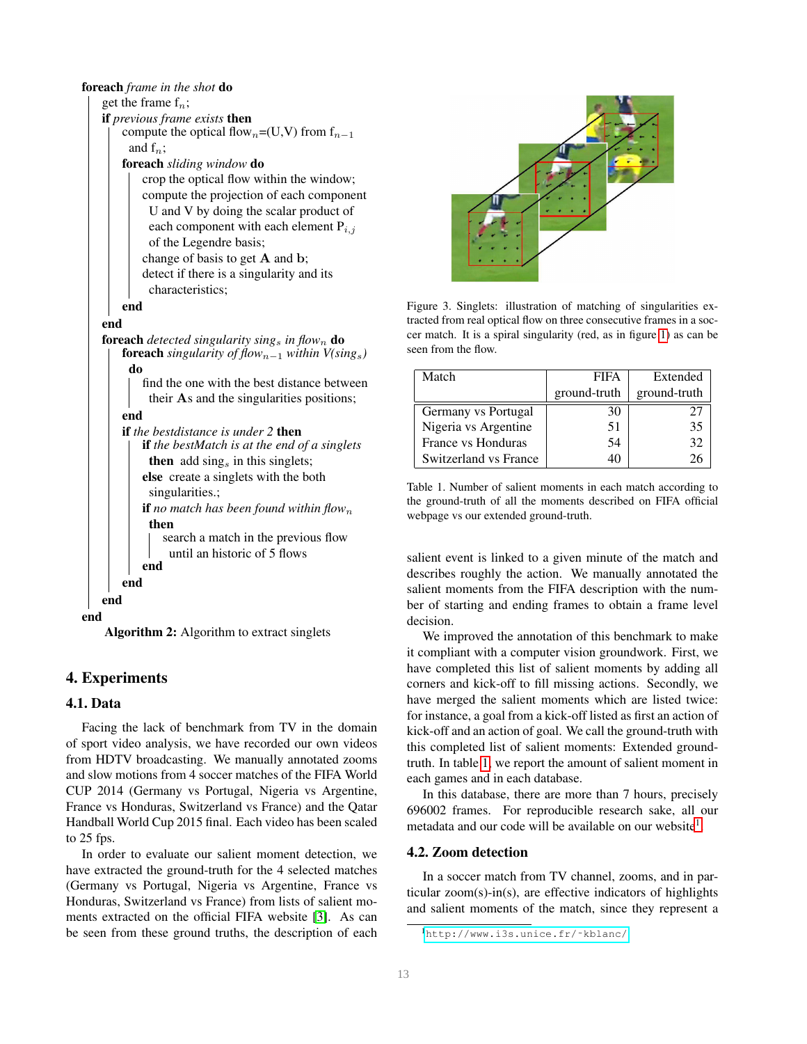```
foreach frame in the shot do
    get the frame f_n;
    if previous frame exists then
        compute the optical flow_n=(U,V) from f_{n-1}
          and f_n;
        foreach sliding window do
            crop the optical flow within the window;
            compute the projection of each component
              U and V by doing the scalar product of
              each component with each element P_{i,j}
              of the Legendre basis;
            change of basis to get A and b;
            detect if there is a singularity and its
              characteristics;
        end
    end
    foreach detected singularity sing_s in flow_n do
        foreach singularity of flow_{n-1} within V(sing_s)
          do
            find the one with the best distance between
              their As and the singularities positions;
        end
        if the bestdistance is under 2 then
            if the bestMatch is at the end of a singlets
              then add sing_s in this singlets;
            else create a singlets with the both
              singularities.;
            if no match has been found within flow_n
              then
                search a match in the previous flow
                  until an historic of 5 flows
            end
        end
    end
end
```

**Algorithm 2:** Algorithm to extract singlets

Figure 3. Singlets: illustration of matching of singularities extracted from real optical flow on three consecutive frames in a soccer match. It is a spiral singularity (red, as in figure 1) as can be seen from the flow.

| Match | FIFA ground-truth | Extended ground-truth |
|---|---|---|
| Germany vs Portugal | 30 | 27 |
| Nigeria vs Argentine | 51 | 35 |
| France vs Honduras | 54 | 32 |
| Switzerland vs France | 40 | 26 |

Table 1. Number of salient moments in each match according to the ground-truth of all the moments described on FIFA official webpage vs our extended ground-truth.

## 4. Experiments

### 4.1. Data

Facing the lack of benchmark from TV in the domain of sport video analysis, we have recorded our own videos from HDTV broadcasting. We manually annotated zooms and slow motions from 4 soccer matches of the FIFA World CUP 2014 (Germany vs Portugal, Nigeria vs Argentine, France vs Honduras, Switzerland vs France) and the Qatar Handball World Cup 2015 final. Each video has been scaled to 25 fps.

In order to evaluate our salient moment detection, we have extracted the ground-truth for the 4 selected matches (Germany vs Portugal, Nigeria vs Argentine, France vs Honduras, Switzerland vs France) from lists of salient moments extracted on the official FIFA website [3]. As can be seen from these ground truths, the description of each salient event is linked to a given minute of the match and describes roughly the action. We manually annotated the salient moments from the FIFA description with the number of starting and ending frames to obtain a frame level decision.

We improved the annotation of this benchmark to make it compliant with a computer vision groundwork. First, we have completed this list of salient moments by adding all corners and kick-off to fill missing actions. Secondly, we have merged the salient moments which are listed twice: for instance, a goal from a kick-off listed as first an action of kick-off and an action of goal. We call the ground-truth with this completed list of salient moments: Extended ground-truth. In table 1, we report the amount of salient moment in each games and in each database.

In this database, there are more than 7 hours, precisely 696002 frames. For reproducible research sake, all our metadata and our code will be available on our website[1].

### 4.2. Zoom detection

In a soccer match from TV channel, zooms, and in particular zoom(s)-in(s), are effective indicators of highlights and salient moments of the match, since they represent a

[1] http://www.i3s.unice.fr/~kblanc/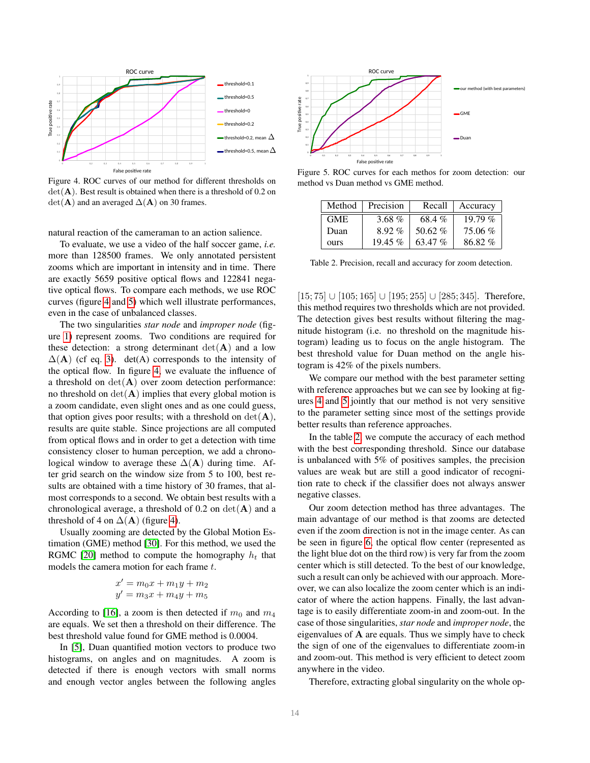Figure 4. ROC curves of our method for different thresholds on $\det(\mathbf{A})$. Best result is obtained when there is a threshold of 0.2 on $\det(\mathbf{A})$ and an averaged $\Delta(\mathbf{A})$ on 30 frames.

natural reaction of the cameraman to an action salience.

To evaluate, we use a video of the half soccer game, *i.e.* more than 128500 frames. We only annotated persistent zooms which are important in intensity and in time. There are exactly 5659 positive optical flows and 122841 negative optical flows. To compare each methods, we use ROC curves (figure 4 and 5) which well illustrate performances, even in the case of unbalanced classes.

The two singularities *star node* and *improper node* (figure 1) represent zooms. Two conditions are required for these detection: a strong determinant $\det(\mathbf{A})$ and a low $\Delta(\mathbf{A})$ (cf eq. 3). det(A) corresponds to the intensity of the optical flow. In figure 4, we evaluate the influence of a threshold on $\det(\mathbf{A})$ over zoom detection performance: no threshold on $\det(\mathbf{A})$ implies that every global motion is a zoom candidate, even slight ones and as one could guess, that option gives poor results; with a threshold on $\det(\mathbf{A})$, results are quite stable. Since projections are all computed from optical flows and in order to get a detection with time consistency closer to human perception, we add a chronological window to average these $\Delta(\mathbf{A})$ during time. After grid search on the window size from 5 to 100, best results are obtained with a time history of 30 frames, that almost corresponds to a second. We obtain best results with a chronological average, a threshold of 0.2 on $\det(\mathbf{A})$ and a threshold of 4 on $\Delta(\mathbf{A})$ (figure 4).

Usually zooming are detected by the Global Motion Estimation (GME) method [30]. For this method, we used the RGMC [20] method to compute the homography $h_t$ that models the camera motion for each frame $t$.

$$
\begin{aligned}
x' &= m_0 x + m_1 y + m_2 \\
y' &= m_3 x + m_4 y + m_5
\end{aligned}
$$

According to [16], a zoom is then detected if $m_0$ and $m_4$ are equals. We set then a threshold on their difference. The best threshold value found for GME method is 0.0004.

In [5], Duan quantified motion vectors to produce two histograms, on angles and on magnitudes. A zoom is detected if there is enough vectors with small norms and enough vector angles between the following angles $[15; 75] \cup [105; 165] \cup [195; 255] \cup [285; 345]$. Therefore, this method requires two thresholds which are not provided. The detection gives best results without filtering the magnitude histogram (i.e. no threshold on the magnitude histogram) leading us to focus on the angle histogram. The best threshold value for Duan method on the angle histogram is 42% of the pixels numbers.

Figure 5. ROC curves for each methos for zoom detection: our method vs Duan method vs GME method.

| Method | Precision | Recall | Accuracy |
|---|---|---|---|
| GME | 3.68 % | 68.4 % | 19.79 % |
| Duan | 8.92 % | 50.62 % | 75.06 % |
| ours | 19.45 % | 63.47 % | 86.82 % |

Table 2. Precision, recall and accuracy for zoom detection.

We compare our method with the best parameter setting with reference approaches but we can see by looking at figures 4 and 5 jointly that our method is not very sensitive to the parameter setting since most of the settings provide better results than reference approaches.

In the table 2, we compute the accuracy of each method with the best corresponding threshold. Since our database is unbalanced with 5% of positives samples, the precision values are weak but are still a good indicator of recognition rate to check if the classifier does not always answer negative classes.

Our zoom detection method has three advantages. The main advantage of our method is that zooms are detected even if the zoom direction is not in the image center. As can be seen in figure 6, the optical flow center (represented as the light blue dot on the third row) is very far from the zoom center which is still detected. To the best of our knowledge, such a result can only be achieved with our approach. Moreover, we can also localize the zoom center which is an indicator of where the action happens. Finally, the last advantage is to easily differentiate zoom-in and zoom-out. In the case of those singularities, *star node* and *improper node*, the eigenvalues of $\mathbf{A}$ are equals. Thus we simply have to check the sign of one of the eigenvalues to differentiate zoom-in and zoom-out. This method is very efficient to detect zoom anywhere in the video.

Therefore, extracting global singularity on the whole op-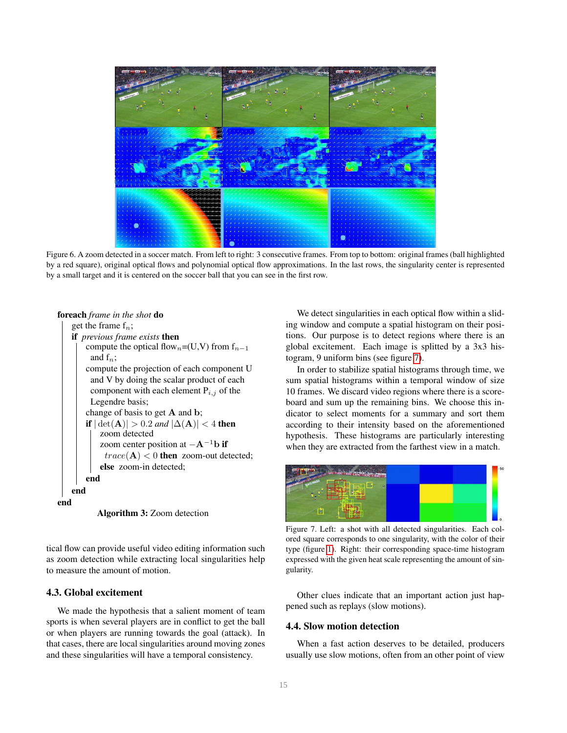Figure 6. A zoom detected in a soccer match. From left to right: 3 consecutive frames. From top to bottom: original frames (ball highlighted by a red square), original optical flows and polynomial optical flow approximations. In the last rows, the singularity center is represented by a small target and it is centered on the soccer ball that you can see in the first row.

```
foreach frame in the shot do
    get the frame f_n;
    if previous frame exists then
        compute the optical flow_n=(U,V) from f_{n-1} and f_n;
        compute the projection of each component U
          and V by doing the scalar product of each
          component with each element P_{i,j} of the
          Legendre basis;
        change of basis to get A and b;
        if |det(A)| > 0.2 and |Δ(A)| < 4 then
            zoom detected
            zoom center position at -A^{-1}b if
              trace(A) < 0 then zoom-out detected;
            else zoom-in detected;
        end
    end
end
```

**Algorithm 3:** Zoom detection

tical flow can provide useful video editing information such as zoom detection while extracting local singularities help to measure the amount of motion.

### 4.3. Global excitement

We made the hypothesis that a salient moment of team sports is when several players are in conflict to get the ball or when players are running towards the goal (attack). In that cases, there are local singularities around moving zones and these singularities will have a temporal consistency.

We detect singularities in each optical flow within a sliding window and compute a spatial histogram on their positions. Our purpose is to detect regions where there is an global excitement. Each image is splitted by a 3x3 histogram, 9 uniform bins (see figure 7).

In order to stabilize spatial histograms through time, we sum spatial histograms within a temporal window of size 10 frames. We discard video regions where there is a scoreboard and sum up the remaining bins. We choose this indicator to select moments for a summary and sort them according to their intensity based on the aforementioned hypothesis. These histograms are particularly interesting when they are extracted from the farthest view in a match.

Figure 7. Left: a shot with all detected singularities. Each colored square corresponds to one singularity, with the color of their type (figure 1). Right: their corresponding space-time histogram expressed with the given heat scale representing the amount of singularity.

Other clues indicate that an important action just happened such as replays (slow motions).

### 4.4. Slow motion detection

When a fast action deserves to be detailed, producers usually use slow motions, often from an other point of view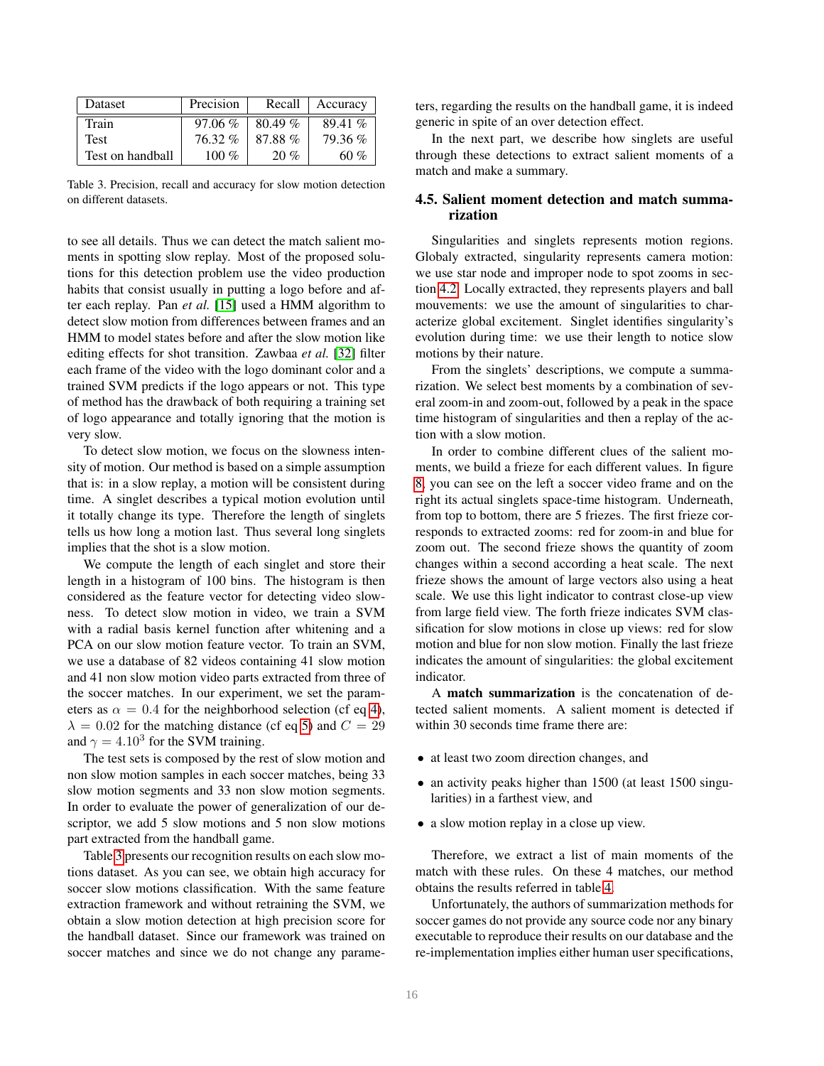| Dataset | Precision | Recall | Accuracy |
|---|---|---|---|
| Train | 97.06 % | 80.49 % | 89.41 % |
| Test | 76.32 % | 87.88 % | 79.36 % |
| Test on handball | 100 % | 20 % | 60 % |

Table 3. Precision, recall and accuracy for slow motion detection on different datasets.

to see all details. Thus we can detect the match salient moments in spotting slow replay. Most of the proposed solutions for this detection problem use the video production habits that consist usually in putting a logo before and after each replay. Pan *et al.* [15] used a HMM algorithm to detect slow motion from differences between frames and an HMM to model states before and after the slow motion like editing effects for shot transition. Zawbaa *et al.* [32] filter each frame of the video with the logo dominant color and a trained SVM predicts if the logo appears or not. This type of method has the drawback of both requiring a training set of logo appearance and totally ignoring that the motion is very slow.

To detect slow motion, we focus on the slowness intensity of motion. Our method is based on a simple assumption that is: in a slow replay, a motion will be consistent during time. A singlet describes a typical motion evolution until it totally change its type. Therefore the length of singlets tells us how long a motion last. Thus several long singlets implies that the shot is a slow motion.

We compute the length of each singlet and store their length in a histogram of 100 bins. The histogram is then considered as the feature vector for detecting video slowness. To detect slow motion in video, we train a SVM with a radial basis kernel function after whitening and a PCA on our slow motion feature vector. To train an SVM, we use a database of 82 videos containing 41 slow motion and 41 non slow motion video parts extracted from three of the soccer matches. In our experiment, we set the parameters as $\alpha = 0.4$ for the neighborhood selection (cf eq 4), $\lambda = 0.02$ for the matching distance (cf eq 5) and $C = 29$ and $\gamma = 4.10^3$ for the SVM training.

The test sets is composed by the rest of slow motion and non slow motion samples in each soccer matches, being 33 slow motion segments and 33 non slow motion segments. In order to evaluate the power of generalization of our descriptor, we add 5 slow motions and 5 non slow motions part extracted from the handball game.

Table 3 presents our recognition results on each slow motions dataset. As you can see, we obtain high accuracy for soccer slow motions classification. With the same feature extraction framework and without retraining the SVM, we obtain a slow motion detection at high precision score for the handball dataset. Since our framework was trained on soccer matches and since we do not change any parameters, regarding the results on the handball game, it is indeed generic in spite of an over detection effect.

In the next part, we describe how singlets are useful through these detections to extract salient moments of a match and make a summary.

### 4.5. Salient moment detection and match summarization

Singularities and singlets represents motion regions. Globaly extracted, singularity represents camera motion: we use star node and improper node to spot zooms in section 4.2. Locally extracted, they represents players and ball mouvements: we use the amount of singularities to characterize global excitement. Singlet identifies singularity's evolution during time: we use their length to notice slow motions by their nature.

From the singlets' descriptions, we compute a summarization. We select best moments by a combination of several zoom-in and zoom-out, followed by a peak in the space time histogram of singularities and then a replay of the action with a slow motion.

In order to combine different clues of the salient moments, we build a frieze for each different values. In figure 8, you can see on the left a soccer video frame and on the right its actual singlets space-time histogram. Underneath, from top to bottom, there are 5 friezes. The first frieze corresponds to extracted zooms: red for zoom-in and blue for zoom out. The second frieze shows the quantity of zoom changes within a second according a heat scale. The next frieze shows the amount of large vectors also using a heat scale. We use this light indicator to contrast close-up view from large field view. The forth frieze indicates SVM classification for slow motions in close up views: red for slow motion and blue for non slow motion. Finally the last frieze indicates the amount of singularities: the global excitement indicator.

A **match summarization** is the concatenation of detected salient moments. A salient moment is detected if within 30 seconds time frame there are:

- at least two zoom direction changes, and
- an activity peaks higher than 1500 (at least 1500 singularities) in a farthest view, and
- a slow motion replay in a close up view.

Therefore, we extract a list of main moments of the match with these rules. On these 4 matches, our method obtains the results referred in table 4.

Unfortunately, the authors of summarization methods for soccer games do not provide any source code nor any binary executable to reproduce their results on our database and the re-implementation implies either human user specifications,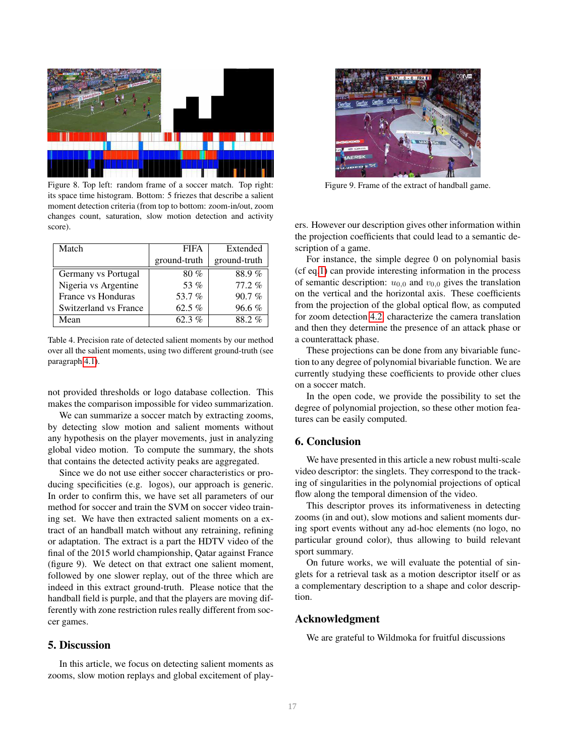Figure 8. Top left: random frame of a soccer match. Top right: its space time histogram. Bottom: 5 friezes that describe a salient moment detection criteria (from top to bottom: zoom-in/out, zoom changes count, saturation, slow motion detection and activity score).

| Match | FIFA ground-truth | Extended ground-truth |
|---|---|---|
| Germany vs Portugal | 80 % | 88.9 % |
| Nigeria vs Argentine | 53 % | 77.2 % |
| France vs Honduras | 53.7 % | 90.7 % |
| Switzerland vs France | 62.5 % | 96.6 % |
| Mean | 62.3 % | 88.2 % |

Table 4. Precision rate of detected salient moments by our method over all the salient moments, using two different ground-truth (see paragraph 4.1).

not provided thresholds or logo database collection. This makes the comparison impossible for video summarization.

We can summarize a soccer match by extracting zooms, by detecting slow motion and salient moments without any hypothesis on the player movements, just in analyzing global video motion. To compute the summary, the shots that contains the detected activity peaks are aggregated.

Since we do not use either soccer characteristics or producing specificities (e.g. logos), our approach is generic. In order to confirm this, we have set all parameters of our method for soccer and train the SVM on soccer video training set. We have then extracted salient moments on a extract of an handball match without any retraining, refining or adaptation. The extract is a part the HDTV video of the final of the 2015 world championship, Qatar against France (figure 9). We detect on that extract one salient moment, followed by one slower replay, out of the three which are indeed in this extract ground-truth. Please notice that the handball field is purple, and that the players are moving differently with zone restriction rules really different from soccer games.

## 5. Discussion

In this article, we focus on detecting salient moments as zooms, slow motion replays and global excitement of players. However our description gives other information within the projection coefficients that could lead to a semantic description of a game.

For instance, the simple degree 0 on polynomial basis (cf eq.1) can provide interesting information in the process of semantic description: $u_{0,0}$ and $v_{0,0}$ gives the translation on the vertical and the horizontal axis. These coefficients from the projection of the global optical flow, as computed for zoom detection 4.2, characterize the camera translation and then they determine the presence of an attack phase or a counterattack phase.

These projections can be done from any bivariable function to any degree of polynomial bivariable function. We are currently studying these coefficients to provide other clues on a soccer match.

In the open code, we provide the possibility to set the degree of polynomial projection, so these other motion features can be easily computed.

Figure 9. Frame of the extract of handball game.

## 6. Conclusion

We have presented in this article a new robust multi-scale video descriptor: the singlets. They correspond to the tracking of singularities in the polynomial projections of optical flow along the temporal dimension of the video.

This descriptor proves its informativeness in detecting zooms (in and out), slow motions and salient moments during sport events without any ad-hoc elements (no logo, no particular ground color), thus allowing to build relevant sport summary.

On future works, we will evaluate the potential of singlets for a retrieval task as a motion descriptor itself or as a complementary description to a shape and color description.

## Acknowledgment

We are grateful to Wildmoka for fruitful discussions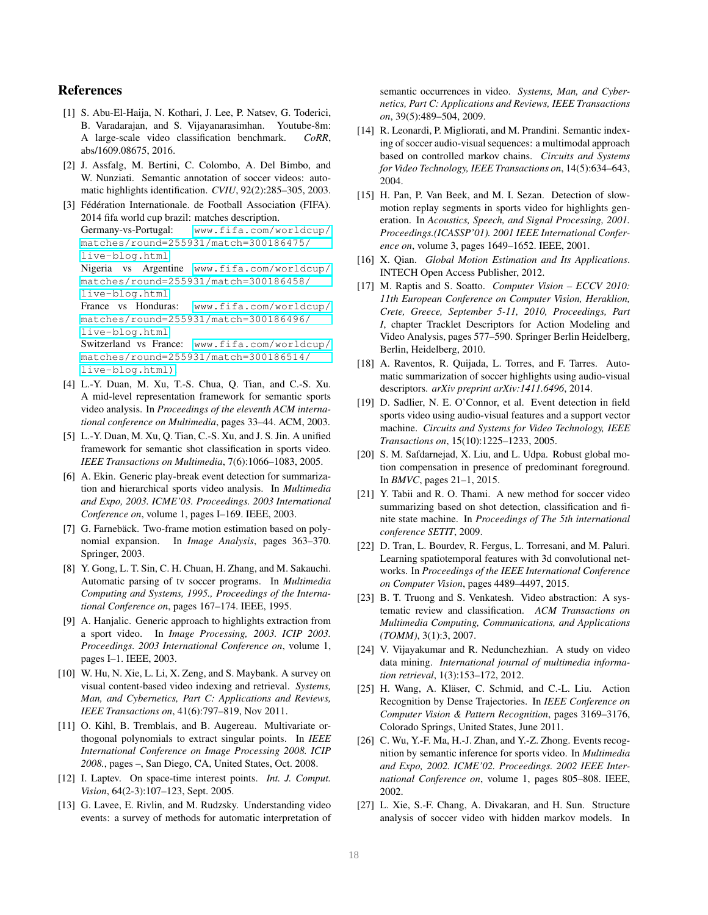# References

[1] S. Abu-El-Haija, N. Kothari, J. Lee, P. Natsev, G. Toderici, B. Varadarajan, and S. Vijayanarasimhan. Youtube-8m: A large-scale video classification benchmark. *CoRR*, abs/1609.08675, 2016.

[2] J. Assfalg, M. Bertini, C. Colombo, A. Del Bimbo, and W. Nunziati. Semantic annotation of soccer videos: automatic highlights identification. *CVIU*, 92(2):285–305, 2003.

[3] Fédération Internationale. de Football Association (FIFA). 2014 fifa world cup brazil: matches description. Germany-vs-Portugal: www.fifa.com/worldcup/matches/round=255931/match=300186475/live-blog.html Nigeria vs Argentine www.fifa.com/worldcup/matches/round=255931/match=300186458/live-blog.html France vs Honduras: www.fifa.com/worldcup/matches/round=255931/match=300186496/live-blog.html Switzerland vs France: www.fifa.com/worldcup/matches/round=255931/match=300186514/live-blog.html)

[4] L.-Y. Duan, M. Xu, T.-S. Chua, Q. Tian, and C.-S. Xu. A mid-level representation framework for semantic sports video analysis. In *Proceedings of the eleventh ACM international conference on Multimedia*, pages 33–44. ACM, 2003.

[5] L.-Y. Duan, M. Xu, Q. Tian, C.-S. Xu, and J. S. Jin. A unified framework for semantic shot classification in sports video. *IEEE Transactions on Multimedia*, 7(6):1066–1083, 2005.

[6] A. Ekin. Generic play-break event detection for summarization and hierarchical sports video analysis. In *Multimedia and Expo, 2003. ICME'03. Proceedings. 2003 International Conference on*, volume 1, pages I–169. IEEE, 2003.

[7] G. Farnebäck. Two-frame motion estimation based on polynomial expansion. In *Image Analysis*, pages 363–370. Springer, 2003.

[8] Y. Gong, L. T. Sin, C. H. Chuan, H. Zhang, and M. Sakauchi. Automatic parsing of tv soccer programs. In *Multimedia Computing and Systems, 1995., Proceedings of the International Conference on*, pages 167–174. IEEE, 1995.

[9] A. Hanjalic. Generic approach to highlights extraction from a sport video. In *Image Processing, 2003. ICIP 2003. Proceedings. 2003 International Conference on*, volume 1, pages I–1. IEEE, 2003.

[10] W. Hu, N. Xie, L. Li, X. Zeng, and S. Maybank. A survey on visual content-based video indexing and retrieval. *Systems, Man, and Cybernetics, Part C: Applications and Reviews, IEEE Transactions on*, 41(6):797–819, Nov 2011.

[11] O. Kihl, B. Tremblais, and B. Augereau. Multivariate orthogonal polynomials to extract singular points. In *IEEE International Conference on Image Processing 2008. ICIP 2008.*, pages –, San Diego, CA, United States, Oct. 2008.

[12] I. Laptev. On space-time interest points. *Int. J. Comput. Vision*, 64(2-3):107–123, Sept. 2005.

[13] G. Lavee, E. Rivlin, and M. Rudzsky. Understanding video events: a survey of methods for automatic interpretation of semantic occurrences in video. *Systems, Man, and Cybernetics, Part C: Applications and Reviews, IEEE Transactions on*, 39(5):489–504, 2009.

[14] R. Leonardi, P. Migliorati, and M. Prandini. Semantic indexing of soccer audio-visual sequences: a multimodal approach based on controlled markov chains. *Circuits and Systems for Video Technology, IEEE Transactions on*, 14(5):634–643, 2004.

[15] H. Pan, P. Van Beek, and M. I. Sezan. Detection of slow-motion replay segments in sports video for highlights generation. In *Acoustics, Speech, and Signal Processing, 2001. Proceedings.(ICASSP'01). 2001 IEEE International Conference on*, volume 3, pages 1649–1652. IEEE, 2001.

[16] X. Qian. *Global Motion Estimation and Its Applications*. INTECH Open Access Publisher, 2012.

[17] M. Raptis and S. Soatto. *Computer Vision – ECCV 2010: 11th European Conference on Computer Vision, Heraklion, Crete, Greece, September 5-11, 2010, Proceedings, Part I*, chapter Tracklet Descriptors for Action Modeling and Video Analysis, pages 577–590. Springer Berlin Heidelberg, Berlin, Heidelberg, 2010.

[18] A. Raventos, R. Quijada, L. Torres, and F. Tarres. Automatic summarization of soccer highlights using audio-visual descriptors. *arXiv preprint arXiv:1411.6496*, 2014.

[19] D. Sadlier, N. E. O'Connor, et al. Event detection in field sports video using audio-visual features and a support vector machine. *Circuits and Systems for Video Technology, IEEE Transactions on*, 15(10):1225–1233, 2005.

[20] S. M. Safdarnejad, X. Liu, and L. Udpa. Robust global motion compensation in presence of predominant foreground. In *BMVC*, pages 21–1, 2015.

[21] Y. Tabii and R. O. Thami. A new method for soccer video summarizing based on shot detection, classification and finite state machine. In *Proceedings of The 5th international conference SETIT*, 2009.

[22] D. Tran, L. Bourdev, R. Fergus, L. Torresani, and M. Paluri. Learning spatiotemporal features with 3d convolutional networks. In *Proceedings of the IEEE International Conference on Computer Vision*, pages 4489–4497, 2015.

[23] B. T. Truong and S. Venkatesh. Video abstraction: A systematic review and classification. *ACM Transactions on Multimedia Computing, Communications, and Applications (TOMM)*, 3(1):3, 2007.

[24] V. Vijayakumar and R. Nedunchezhian. A study on video data mining. *International journal of multimedia information retrieval*, 1(3):153–172, 2012.

[25] H. Wang, A. Kläser, C. Schmid, and C.-L. Liu. Action Recognition by Dense Trajectories. In *IEEE Conference on Computer Vision & Pattern Recognition*, pages 3169–3176, Colorado Springs, United States, June 2011.

[26] C. Wu, Y.-F. Ma, H.-J. Zhan, and Y.-Z. Zhong. Events recognition by semantic inference for sports video. In *Multimedia and Expo, 2002. ICME'02. Proceedings. 2002 IEEE International Conference on*, volume 1, pages 805–808. IEEE, 2002.

[27] L. Xie, S.-F. Chang, A. Divakaran, and H. Sun. Structure analysis of soccer video with hidden markov models. In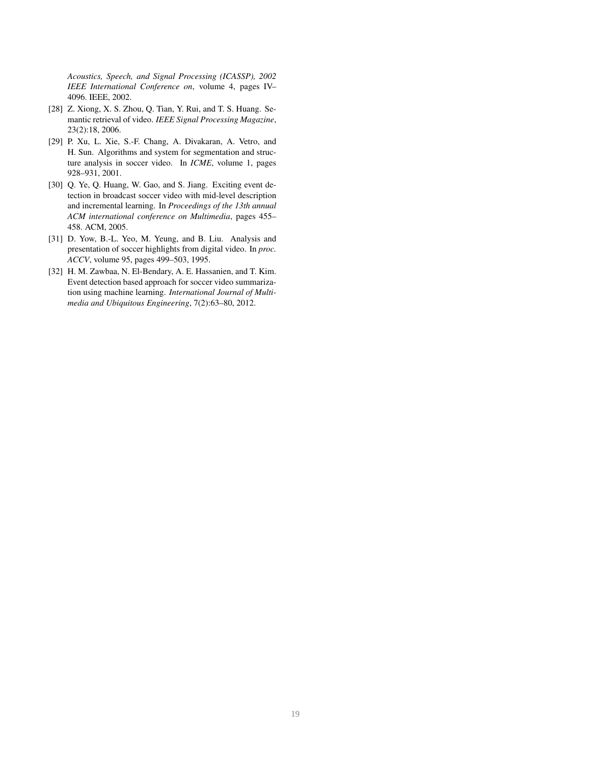*Acoustics, Speech, and Signal Processing (ICASSP), 2002 IEEE International Conference on*, volume 4, pages IV–4096. IEEE, 2002.

[28] Z. Xiong, X. S. Zhou, Q. Tian, Y. Rui, and T. S. Huang. Semantic retrieval of video. *IEEE Signal Processing Magazine*, 23(2):18, 2006.

[29] P. Xu, L. Xie, S.-F. Chang, A. Divakaran, A. Vetro, and H. Sun. Algorithms and system for segmentation and structure analysis in soccer video. In *ICME*, volume 1, pages 928–931, 2001.

[30] Q. Ye, Q. Huang, W. Gao, and S. Jiang. Exciting event detection in broadcast soccer video with mid-level description and incremental learning. In *Proceedings of the 13th annual ACM international conference on Multimedia*, pages 455–458. ACM, 2005.

[31] D. Yow, B.-L. Yeo, M. Yeung, and B. Liu. Analysis and presentation of soccer highlights from digital video. In *proc. ACCV*, volume 95, pages 499–503, 1995.

[32] H. M. Zawbaa, N. El-Bendary, A. E. Hassanien, and T. Kim. Event detection based approach for soccer video summarization using machine learning. *International Journal of Multimedia and Ubiquitous Engineering*, 7(2):63–80, 2012.